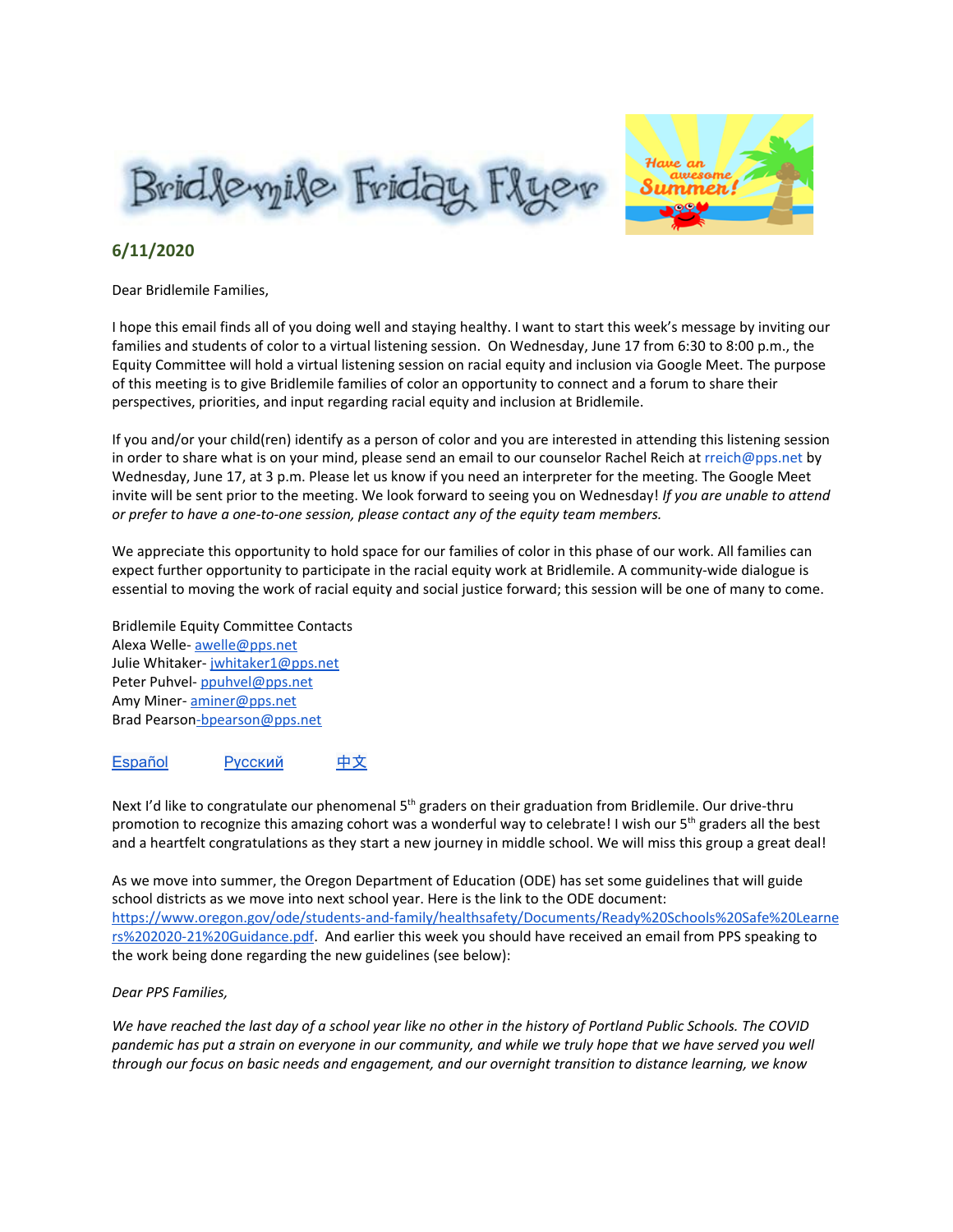# Bridlemile Friday Flyer

**6/11/2020**

Dear Bridlemile Families,

I hope this email finds all of you doing well and staying healthy. I want to start this week's message by inviting our families and students of color to a virtual listening session. On Wednesday, June 17 from 6:30 to 8:00 p.m., the Equity Committee will hold a virtual listening session on racial equity and inclusion via Google Meet. The purpose of this meeting is to give Bridlemile families of color an opportunity to connect and a forum to share their perspectives, priorities, and input regarding racial equity and inclusion at Bridlemile.

If you and/or your child(ren) identify as a person of color and you are interested in attending this listening session in order to share what is on your mind, please send an email to our counselor Rachel Reich at rreich@pps.net by Wednesday, June 17, at 3 p.m. Please let us know if you need an interpreter for the meeting. The Google Meet invite will be sent prior to the meeting. We look forward to seeing you on Wednesday! *If you are unable to attend or prefer to have a one-to-one session, please contact any of the equity team members.*

We appreciate this opportunity to hold space for our families of color in this phase of our work. All families can expect further opportunity to participate in the racial equity work at Bridlemile. A community-wide dialogue is essential to moving the work of racial equity and social justice forward; this session will be one of many to come.

Bridlemile Equity Committee Contacts
Alexa Welle- awelle@pps.net
Julie Whitaker- jwhitaker1@pps.net
Peter Puhvel- ppuhvel@pps.net
Amy Miner- aminer@pps.net
Brad Pearson-bpearson@pps.net

Español  Русский  中文

Next I'd like to congratulate our phenomenal 5th graders on their graduation from Bridlemile. Our drive-thru promotion to recognize this amazing cohort was a wonderful way to celebrate! I wish our 5th graders all the best and a heartfelt congratulations as they start a new journey in middle school. We will miss this group a great deal!

As we move into summer, the Oregon Department of Education (ODE) has set some guidelines that will guide school districts as we move into next school year. Here is the link to the ODE document: https://www.oregon.gov/ode/students-and-family/healthsafety/Documents/Ready%20Schools%20Safe%20Learners%202020-21%20Guidance.pdf. And earlier this week you should have received an email from PPS speaking to the work being done regarding the new guidelines (see below):

*Dear PPS Families,*

*We have reached the last day of a school year like no other in the history of Portland Public Schools. The COVID pandemic has put a strain on everyone in our community, and while we truly hope that we have served you well through our focus on basic needs and engagement, and our overnight transition to distance learning, we know*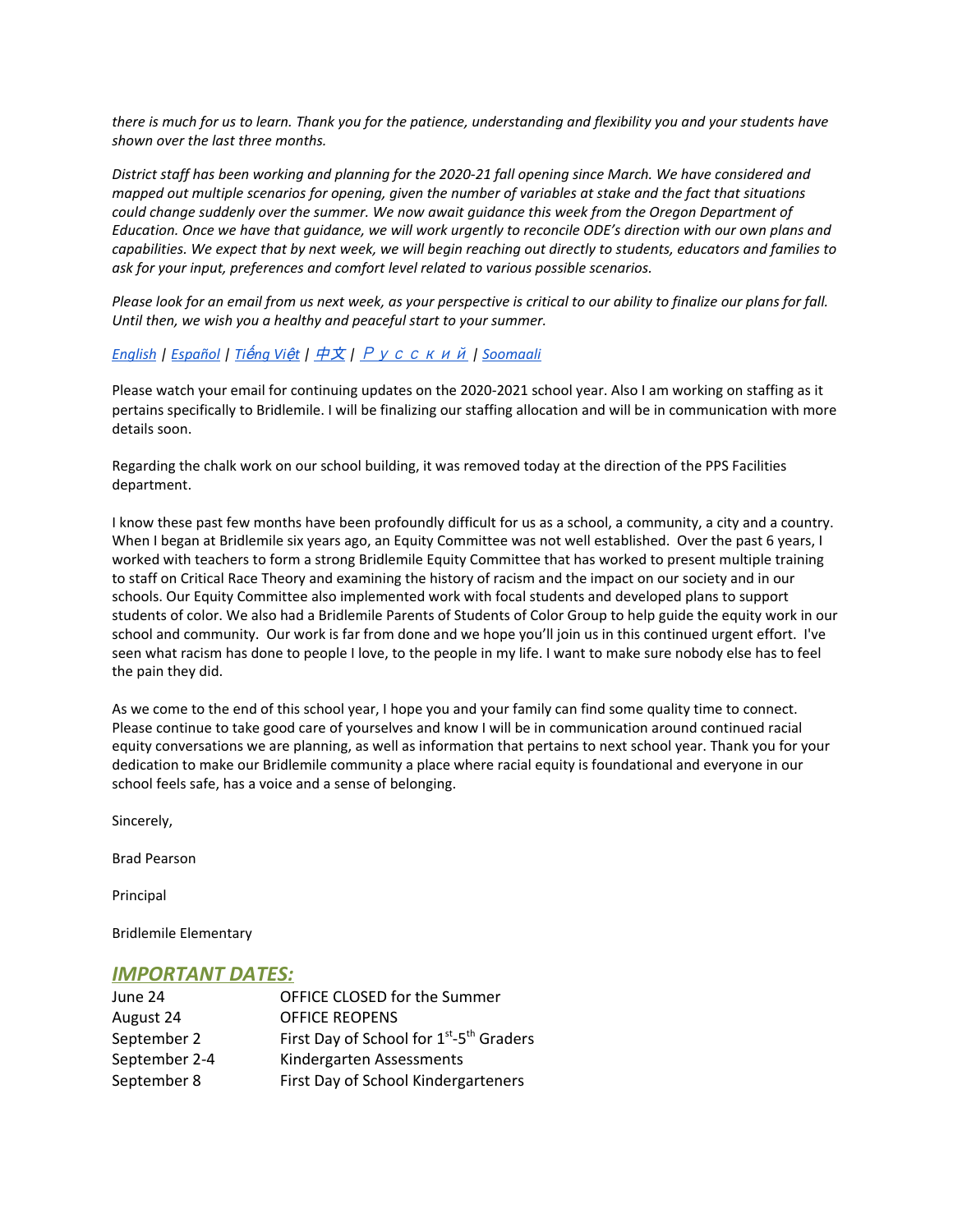*there is much for us to learn. Thank you for the patience, understanding and flexibility you and your students have shown over the last three months.*

*District staff has been working and planning for the 2020-21 fall opening since March. We have considered and mapped out multiple scenarios for opening, given the number of variables at stake and the fact that situations could change suddenly over the summer. We now await guidance this week from the Oregon Department of Education. Once we have that guidance, we will work urgently to reconcile ODE's direction with our own plans and capabilities. We expect that by next week, we will begin reaching out directly to students, educators and families to ask for your input, preferences and comfort level related to various possible scenarios.*

*Please look for an email from us next week, as your perspective is critical to our ability to finalize our plans for fall. Until then, we wish you a healthy and peaceful start to your summer.*

*English | Español | Tiếng Việt | 中文 | Русский | Soomaali*

Please watch your email for continuing updates on the 2020-2021 school year. Also I am working on staffing as it pertains specifically to Bridlemile. I will be finalizing our staffing allocation and will be in communication with more details soon.

Regarding the chalk work on our school building, it was removed today at the direction of the PPS Facilities department.

I know these past few months have been profoundly difficult for us as a school, a community, a city and a country. When I began at Bridlemile six years ago, an Equity Committee was not well established. Over the past 6 years, I worked with teachers to form a strong Bridlemile Equity Committee that has worked to present multiple training to staff on Critical Race Theory and examining the history of racism and the impact on our society and in our schools. Our Equity Committee also implemented work with focal students and developed plans to support students of color. We also had a Bridlemile Parents of Students of Color Group to help guide the equity work in our school and community. Our work is far from done and we hope you'll join us in this continued urgent effort. I've seen what racism has done to people I love, to the people in my life. I want to make sure nobody else has to feel the pain they did.

As we come to the end of this school year, I hope you and your family can find some quality time to connect. Please continue to take good care of yourselves and know I will be in communication around continued racial equity conversations we are planning, as well as information that pertains to next school year. Thank you for your dedication to make our Bridlemile community a place where racial equity is foundational and everyone in our school feels safe, has a voice and a sense of belonging.

Sincerely,

Brad Pearson

Principal

Bridlemile Elementary

## *IMPORTANT DATES:*

| | |
|---|---|
| June 24 | OFFICE CLOSED for the Summer |
| August 24 | OFFICE REOPENS |
| September 2 | First Day of School for 1st-5th Graders |
| September 2-4 | Kindergarten Assessments |
| September 8 | First Day of School Kindergarteners |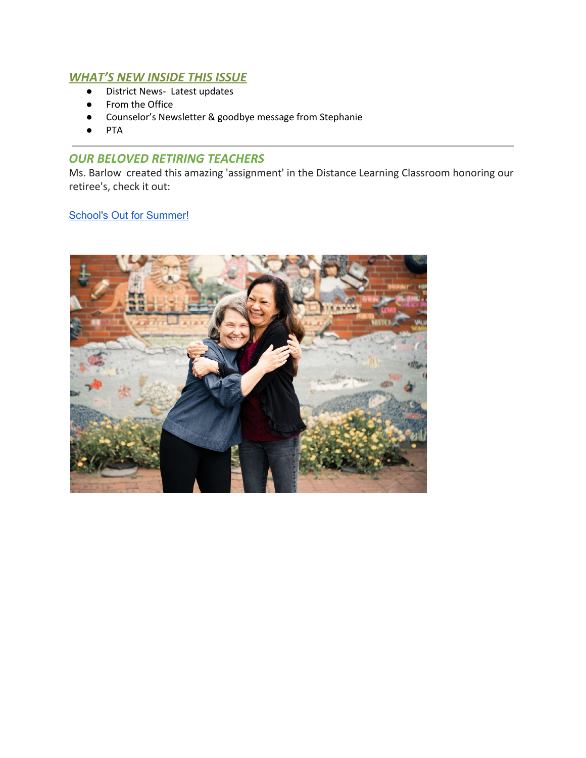## *WHAT'S NEW INSIDE THIS ISSUE*

- District News- Latest updates
- From the Office
- Counselor's Newsletter & goodbye message from Stephanie
- PTA

---

## *OUR BELOVED RETIRING TEACHERS*

Ms. Barlow created this amazing 'assignment' in the Distance Learning Classroom honoring our retiree's, check it out:

School's Out for Summer!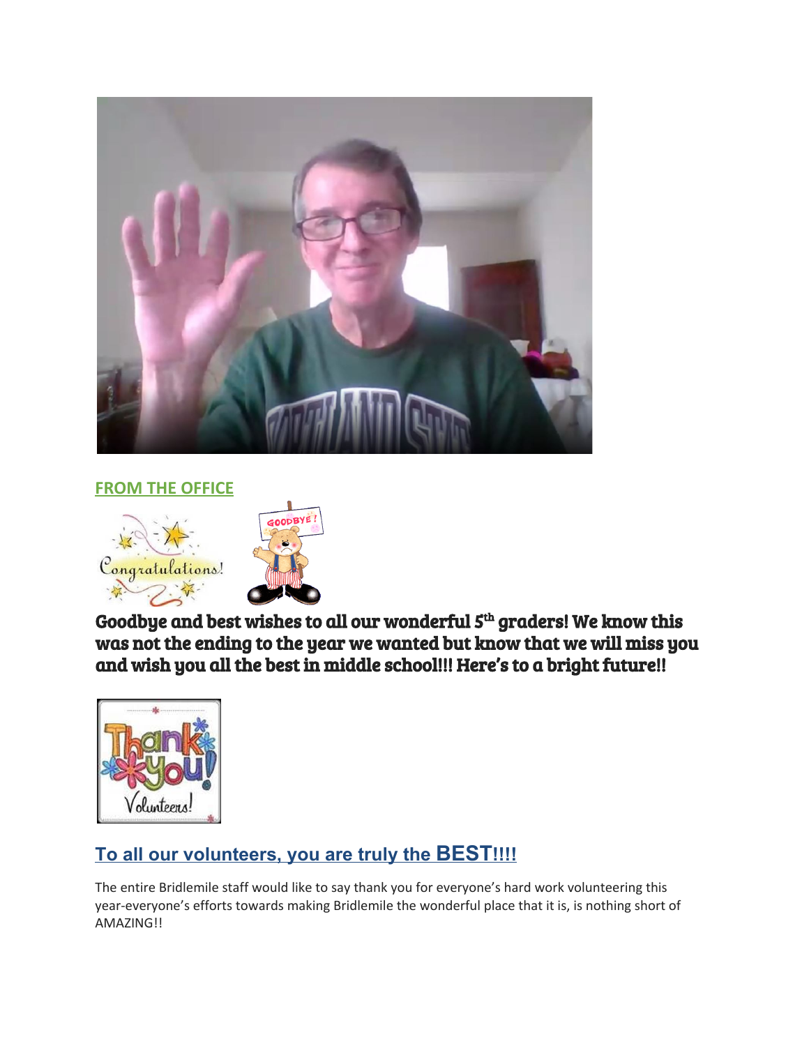## FROM THE OFFICE

**Goodbye and best wishes to all our wonderful 5th graders! We know this was not the ending to the year we wanted but know that we will miss you and wish you all the best in middle school!!! Here's to a bright future!!**

## To all our volunteers, you are truly the BEST!!!!

The entire Bridlemile staff would like to say thank you for everyone's hard work volunteering this year-everyone's efforts towards making Bridlemile the wonderful place that it is, is nothing short of AMAZING!!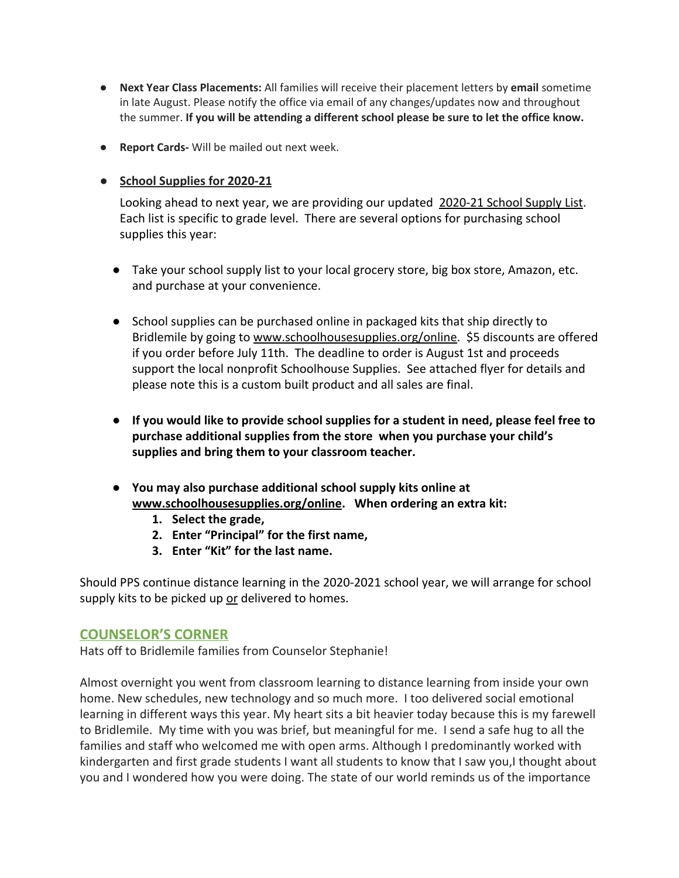- **Next Year Class Placements:** All families will receive their placement letters by **email** sometime in late August. Please notify the office via email of any changes/updates now and throughout the summer. **If you will be attending a different school please be sure to let the office know.**

- **Report Cards-** Will be mailed out next week.

- **School Supplies for 2020-21**

  Looking ahead to next year, we are providing our updated 2020-21 School Supply List. Each list is specific to grade level. There are several options for purchasing school supplies this year:

  - Take your school supply list to your local grocery store, big box store, Amazon, etc. and purchase at your convenience.

  - School supplies can be purchased online in packaged kits that ship directly to Bridlemile by going to www.schoolhousesupplies.org/online. $5 discounts are offered if you order before July 11th. The deadline to order is August 1st and proceeds support the local nonprofit Schoolhouse Supplies. See attached flyer for details and please note this is a custom built product and all sales are final.

  - **If you would like to provide school supplies for a student in need, please feel free to purchase additional supplies from the store when you purchase your child's supplies and bring them to your classroom teacher.**

  - **You may also purchase additional school supply kits online at www.schoolhousesupplies.org/online. When ordering an extra kit:**
    1. **Select the grade,**
    2. **Enter "Principal" for the first name,**
    3. **Enter "Kit" for the last name.**

Should PPS continue distance learning in the 2020-2021 school year, we will arrange for school supply kits to be picked up or delivered to homes.

## COUNSELOR'S CORNER

Hats off to Bridlemile families from Counselor Stephanie!

Almost overnight you went from classroom learning to distance learning from inside your own home. New schedules, new technology and so much more. I too delivered social emotional learning in different ways this year. My heart sits a bit heavier today because this is my farewell to Bridlemile. My time with you was brief, but meaningful for me. I send a safe hug to all the families and staff who welcomed me with open arms. Although I predominantly worked with kindergarten and first grade students I want all students to know that I saw you,I thought about you and I wondered how you were doing. The state of our world reminds us of the importance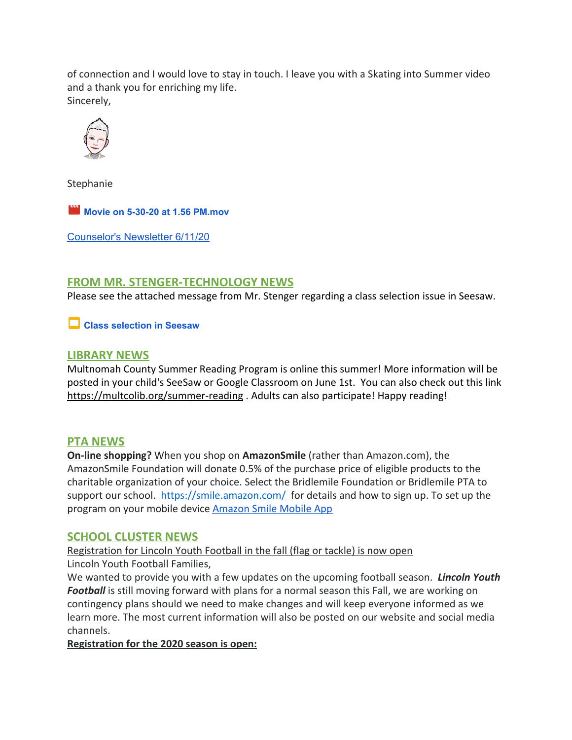of connection and I would love to stay in touch. I leave you with a Skating into Summer video and a thank you for enriching my life.
Sincerely,

Stephanie

**Movie on 5-30-20 at 1.56 PM.mov**

Counselor's Newsletter 6/11/20

## FROM MR. STENGER-TECHNOLOGY NEWS

Please see the attached message from Mr. Stenger regarding a class selection issue in Seesaw.

**Class selection in Seesaw**

## LIBRARY NEWS

Multnomah County Summer Reading Program is online this summer! More information will be posted in your child's SeeSaw or Google Classroom on June 1st. You can also check out this link https://multcolib.org/summer-reading . Adults can also participate! Happy reading!

## PTA NEWS

**On-line shopping?** When you shop on **AmazonSmile** (rather than Amazon.com), the AmazonSmile Foundation will donate 0.5% of the purchase price of eligible products to the charitable organization of your choice. Select the Bridlemile Foundation or Bridlemile PTA to support our school. https://smile.amazon.com/ for details and how to sign up. To set up the program on your mobile device Amazon Smile Mobile App

## SCHOOL CLUSTER NEWS

Registration for Lincoln Youth Football in the fall (flag or tackle) is now open

Lincoln Youth Football Families,

We wanted to provide you with a few updates on the upcoming football season. ***Lincoln Youth Football*** is still moving forward with plans for a normal season this Fall, we are working on contingency plans should we need to make changes and will keep everyone informed as we learn more. The most current information will also be posted on our website and social media channels.

**Registration for the 2020 season is open:**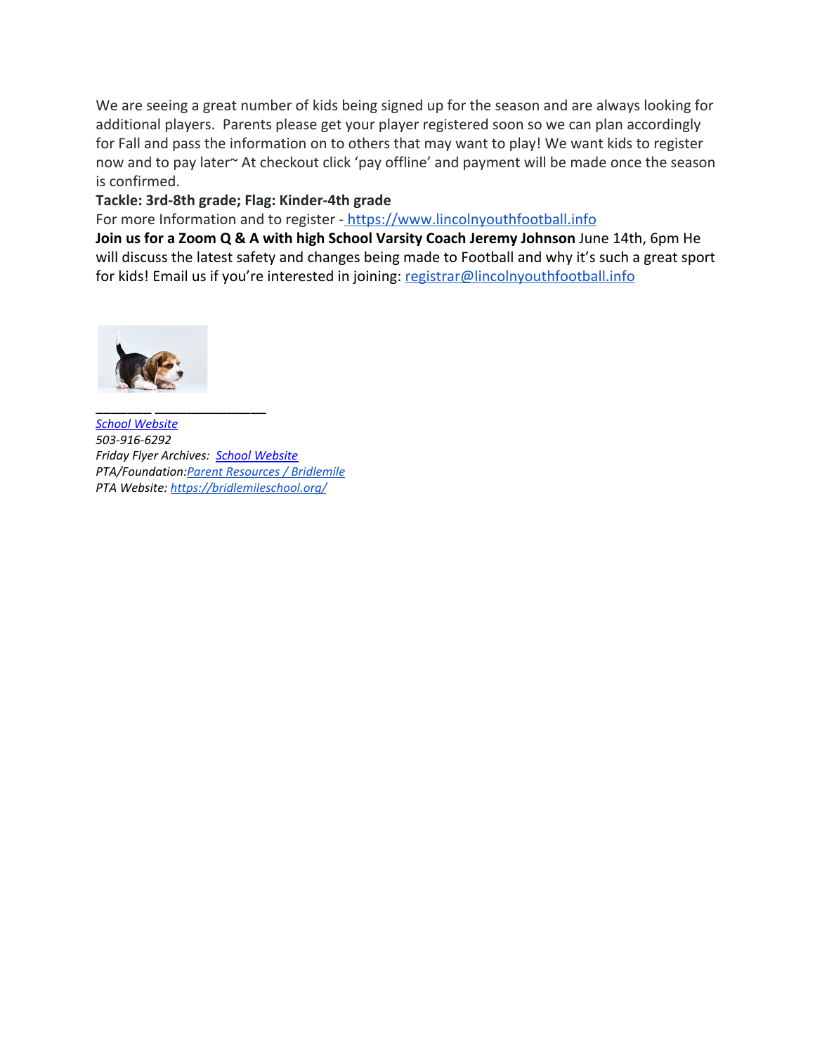We are seeing a great number of kids being signed up for the season and are always looking for additional players. Parents please get your player registered soon so we can plan accordingly for Fall and pass the information on to others that may want to play! We want kids to register now and to pay later~ At checkout click 'pay offline' and payment will be made once the season is confirmed.

**Tackle: 3rd-8th grade; Flag: Kinder-4th grade**

For more Information and to register - https://www.lincolnyouthfootball.info

**Join us for a Zoom Q & A with high School Varsity Coach Jeremy Johnson** June 14th, 6pm He will discuss the latest safety and changes being made to Football and why it's such a great sport for kids! Email us if you're interested in joining: registrar@lincolnyouthfootball.info

________ ________________

*School Website*

*503-916-6292*

*Friday Flyer Archives: School Website*

*PTA/Foundation: Parent Resources / Bridlemile*

*PTA Website: https://bridlemileschool.org/*